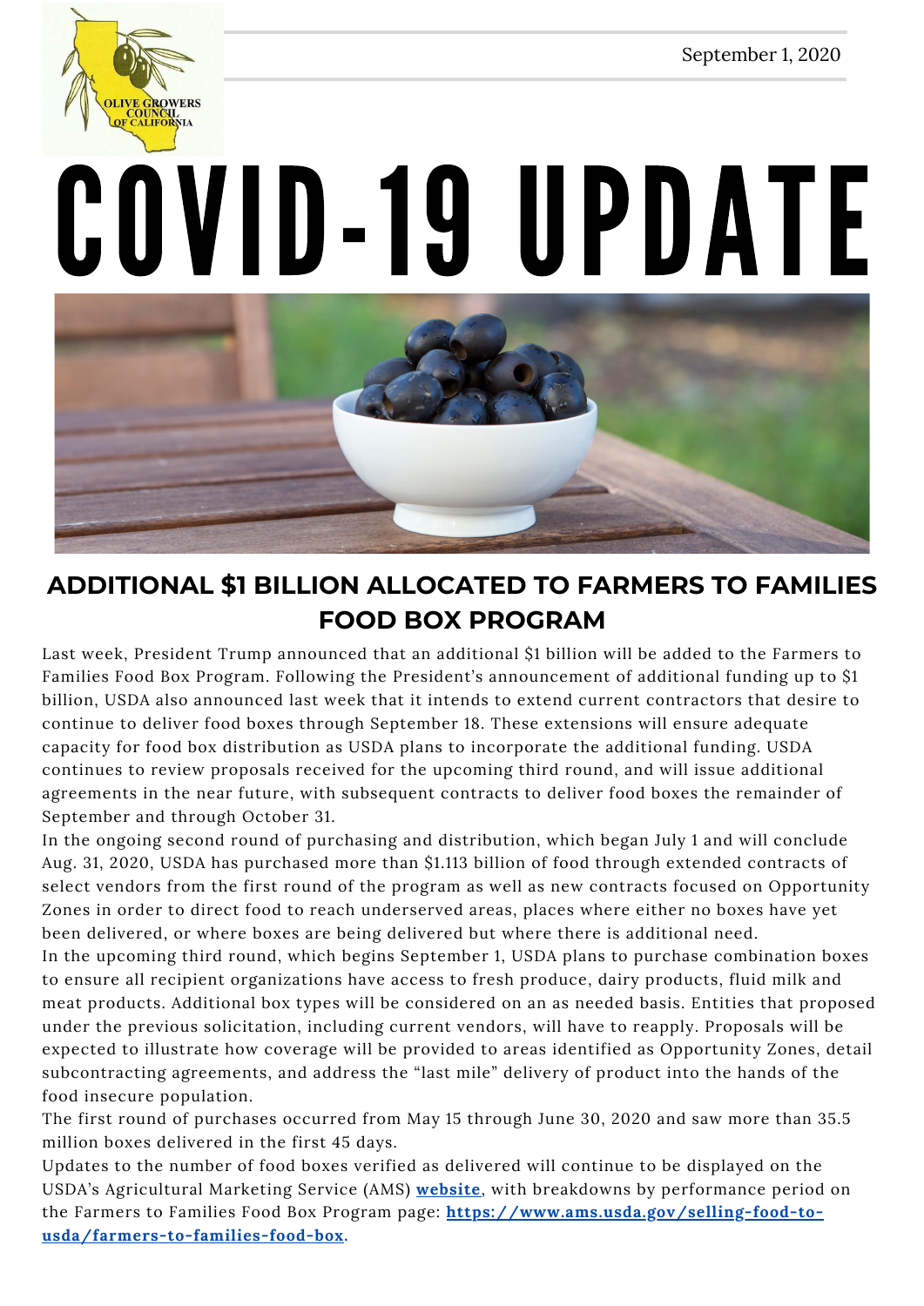OLIVE GROWERS COUNCIL OF CALIFORNIA

September 1, 2020

# COVID-19 UPDATE

## ADDITIONAL $1 BILLION ALLOCATED TO FARMERS TO FAMILIES FOOD BOX PROGRAM

Last week, President Trump announced that an additional $1 billion will be added to the Farmers to Families Food Box Program. Following the President's announcement of additional funding up to $1 billion, USDA also announced last week that it intends to extend current contractors that desire to continue to deliver food boxes through September 18. These extensions will ensure adequate capacity for food box distribution as USDA plans to incorporate the additional funding. USDA continues to review proposals received for the upcoming third round, and will issue additional agreements in the near future, with subsequent contracts to deliver food boxes the remainder of September and through October 31.

In the ongoing second round of purchasing and distribution, which began July 1 and will conclude Aug. 31, 2020, USDA has purchased more than $1.113 billion of food through extended contracts of select vendors from the first round of the program as well as new contracts focused on Opportunity Zones in order to direct food to reach underserved areas, places where either no boxes have yet been delivered, or where boxes are being delivered but where there is additional need.

In the upcoming third round, which begins September 1, USDA plans to purchase combination boxes to ensure all recipient organizations have access to fresh produce, dairy products, fluid milk and meat products. Additional box types will be considered on an as needed basis. Entities that proposed under the previous solicitation, including current vendors, will have to reapply. Proposals will be expected to illustrate how coverage will be provided to areas identified as Opportunity Zones, detail subcontracting agreements, and address the "last mile" delivery of product into the hands of the food insecure population.

The first round of purchases occurred from May 15 through June 30, 2020 and saw more than 35.5 million boxes delivered in the first 45 days.

Updates to the number of food boxes verified as delivered will continue to be displayed on the USDA's Agricultural Marketing Service (AMS) **website**, with breakdowns by performance period on the Farmers to Families Food Box Program page: **https://www.ams.usda.gov/selling-food-to-usda/farmers-to-families-food-box.**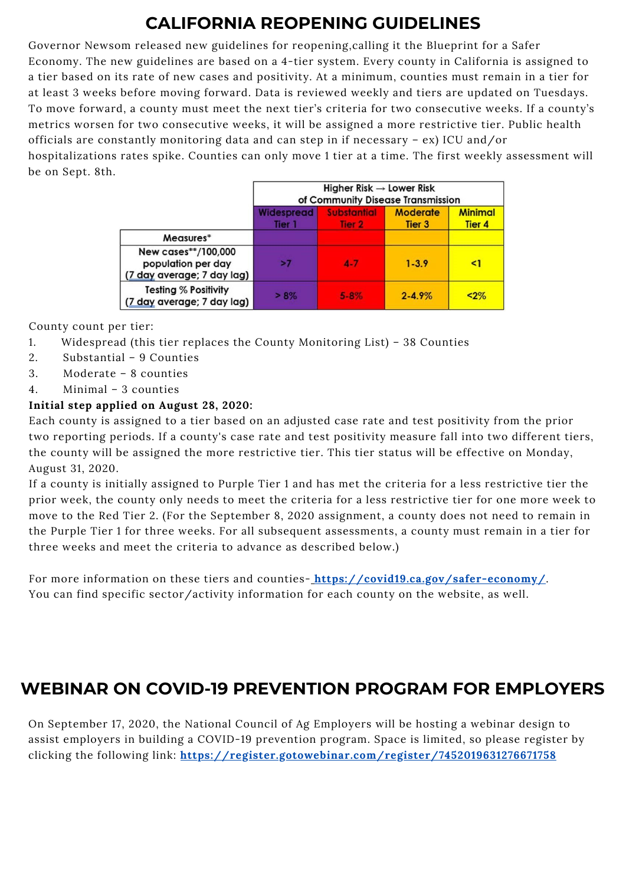# CALIFORNIA REOPENING GUIDELINES

Governor Newsom released new guidelines for reopening,calling it the Blueprint for a Safer Economy. The new guidelines are based on a 4-tier system. Every county in California is assigned to a tier based on its rate of new cases and positivity. At a minimum, counties must remain in a tier for at least 3 weeks before moving forward. Data is reviewed weekly and tiers are updated on Tuesdays. To move forward, a county must meet the next tier's criteria for two consecutive weeks. If a county's metrics worsen for two consecutive weeks, it will be assigned a more restrictive tier. Public health officials are constantly monitoring data and can step in if necessary – ex) ICU and/or hospitalizations rates spike. Counties can only move 1 tier at a time. The first weekly assessment will be on Sept. 8th.

| | Higher Risk → Lower Risk of Community Disease Transmission | | | |
|---|---|---|---|---|
| | Widespread Tier 1 | Substantial Tier 2 | Moderate Tier 3 | Minimal Tier 4 |
| Measures* | | | | |
| New cases**/100,000 population per day (7 day average; 7 day lag) | >7 | 4-7 | 1-3.9 | <1 |
| Testing % Positivity (7 day average; 7 day lag) | > 8% | 5-8% | 2-4.9% | <2% |

County count per tier:

1. Widespread (this tier replaces the County Monitoring List) – 38 Counties
2. Substantial – 9 Counties
3. Moderate – 8 counties
4. Minimal – 3 counties

**Initial step applied on August 28, 2020:**

Each county is assigned to a tier based on an adjusted case rate and test positivity from the prior two reporting periods. If a county's case rate and test positivity measure fall into two different tiers, the county will be assigned the more restrictive tier. This tier status will be effective on Monday, August 31, 2020.

If a county is initially assigned to Purple Tier 1 and has met the criteria for a less restrictive tier the prior week, the county only needs to meet the criteria for a less restrictive tier for one more week to move to the Red Tier 2. (For the September 8, 2020 assignment, a county does not need to remain in the Purple Tier 1 for three weeks. For all subsequent assessments, a county must remain in a tier for three weeks and meet the criteria to advance as described below.)

For more information on these tiers and counties- **https://covid19.ca.gov/safer-economy/**. You can find specific sector/activity information for each county on the website, as well.

# WEBINAR ON COVID-19 PREVENTION PROGRAM FOR EMPLOYERS

On September 17, 2020, the National Council of Ag Employers will be hosting a webinar design to assist employers in building a COVID-19 prevention program. Space is limited, so please register by clicking the following link: **https://register.gotowebinar.com/register/7452019631276671758**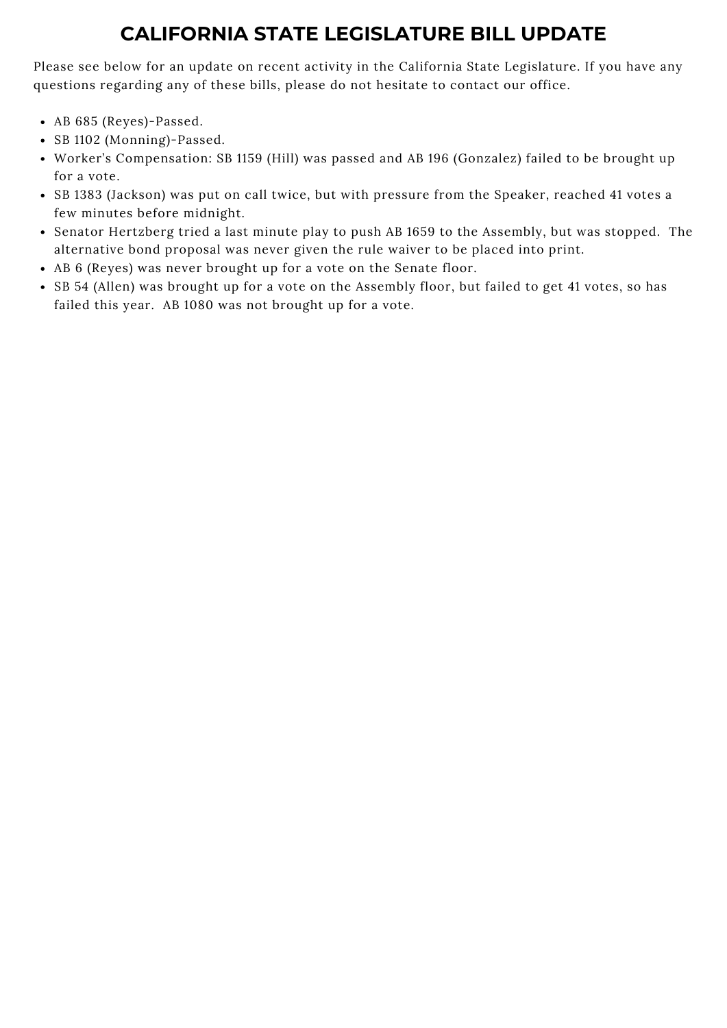# CALIFORNIA STATE LEGISLATURE BILL UPDATE

Please see below for an update on recent activity in the California State Legislature. If you have any questions regarding any of these bills, please do not hesitate to contact our office.

- AB 685 (Reyes)-Passed.
- SB 1102 (Monning)-Passed.
- Worker's Compensation: SB 1159 (Hill) was passed and AB 196 (Gonzalez) failed to be brought up for a vote.
- SB 1383 (Jackson) was put on call twice, but with pressure from the Speaker, reached 41 votes a few minutes before midnight.
- Senator Hertzberg tried a last minute play to push AB 1659 to the Assembly, but was stopped. The alternative bond proposal was never given the rule waiver to be placed into print.
- AB 6 (Reyes) was never brought up for a vote on the Senate floor.
- SB 54 (Allen) was brought up for a vote on the Assembly floor, but failed to get 41 votes, so has failed this year. AB 1080 was not brought up for a vote.